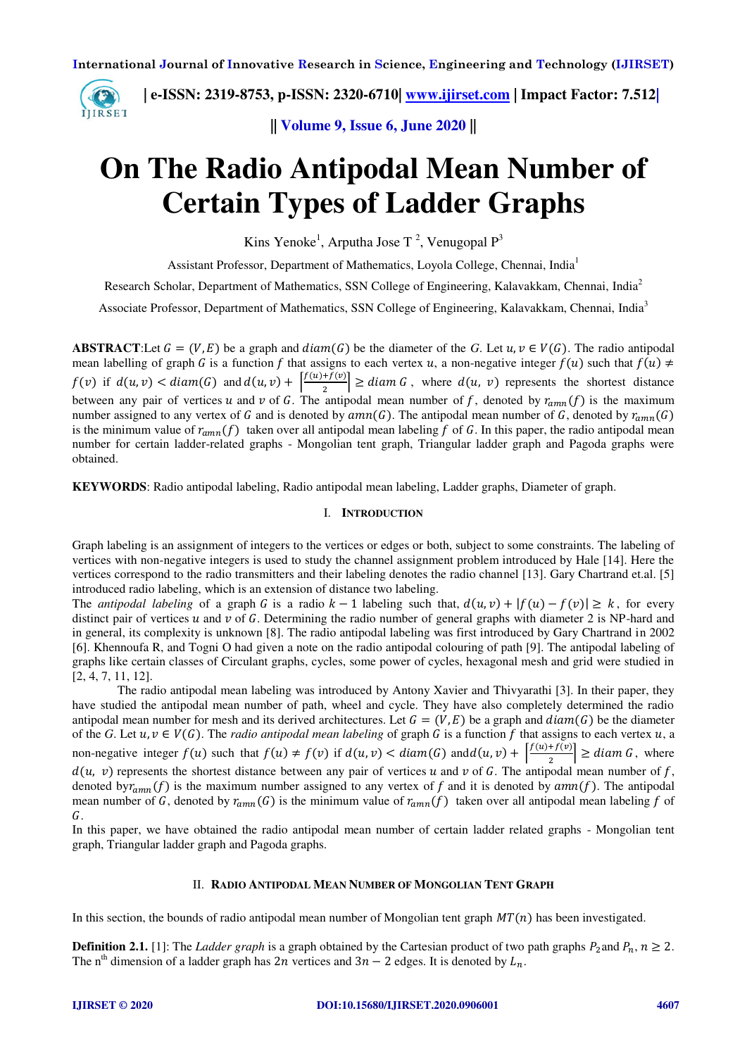# On The Radio Antipodal Mean Number of Certain Types of Ladder Graphs

Kins Yenoke[1], Arputha Jose T [2], Venugopal P[3]

Assistant Professor, Department of Mathematics, Loyola College, Chennai, India[1]

Research Scholar, Department of Mathematics, SSN College of Engineering, Kalavakkam, Chennai, India[2]

Associate Professor, Department of Mathematics, SSN College of Engineering, Kalavakkam, Chennai, India[3]

**ABSTRACT**:Let $G = (V, E)$ be a graph and $diam(G)$ be the diameter of the $G$. Let $u, v \in V(G)$. The radio antipodal mean labelling of graph $G$ is a function $f$ that assigns to each vertex $u$, a non-negative integer $f(u)$ such that $f(u) \neq f(v)$ if $d(u,v) < diam(G)$ and $d(u,v) + \left\lceil \frac{f(u)+f(v)}{2} \right\rceil \geq diam\, G$, where $d(u, v)$ represents the shortest distance between any pair of vertices $u$ and $v$ of $G$. The antipodal mean number of $f$, denoted by $r_{amn}(f)$ is the maximum number assigned to any vertex of $G$ and is denoted by $amn(G)$. The antipodal mean number of $G$, denoted by $r_{amn}(G)$ is the minimum value of $r_{amn}(f)$ taken over all antipodal mean labeling $f$ of $G$. In this paper, the radio antipodal mean number for certain ladder-related graphs - Mongolian tent graph, Triangular ladder graph and Pagoda graphs were obtained.

**KEYWORDS**: Radio antipodal labeling, Radio antipodal mean labeling, Ladder graphs, Diameter of graph.

## I. Introduction

Graph labeling is an assignment of integers to the vertices or edges or both, subject to some constraints. The labeling of vertices with non-negative integers is used to study the channel assignment problem introduced by Hale [14]. Here the vertices correspond to the radio transmitters and their labeling denotes the radio channel [13]. Gary Chartrand et.al. [5] introduced radio labeling, which is an extension of distance two labeling.

The *antipodal labeling* of a graph $G$ is a radio $k-1$ labeling such that, $d(u,v) + |f(u) - f(v)| \geq k$, for every distinct pair of vertices $u$ and $v$ of $G$. Determining the radio number of general graphs with diameter 2 is NP-hard and in general, its complexity is unknown [8]. The radio antipodal labeling was first introduced by Gary Chartrand in 2002 [6]. Khennoufa R, and Togni O had given a note on the radio antipodal colouring of path [9]. The antipodal labeling of graphs like certain classes of Circulant graphs, cycles, some power of cycles, hexagonal mesh and grid were studied in [2, 4, 7, 11, 12].

The radio antipodal mean labeling was introduced by Antony Xavier and Thivyarathi [3]. In their paper, they have studied the antipodal mean number of path, wheel and cycle. They have also completely determined the radio antipodal mean number for mesh and its derived architectures. Let $G = (V, E)$ be a graph and $diam(G)$ be the diameter of the $G$. Let $u, v \in V(G)$. The *radio antipodal mean labeling* of graph $G$ is a function $f$ that assigns to each vertex $u$, a non-negative integer $f(u)$ such that $f(u) \neq f(v)$ if $d(u,v) < diam(G)$ and $d(u,v) + \left\lceil \frac{f(u)+f(v)}{2} \right\rceil \geq diam\, G$, where $d(u, v)$ represents the shortest distance between any pair of vertices $u$ and $v$ of $G$. The antipodal mean number of $f$, denoted by $r_{amn}(f)$ is the maximum number assigned to any vertex of $f$ and it is denoted by $amn(f)$. The antipodal mean number of $G$, denoted by $r_{amn}(G)$ is the minimum value of $r_{amn}(f)$ taken over all antipodal mean labeling $f$ of $G$.

In this paper, we have obtained the radio antipodal mean number of certain ladder related graphs - Mongolian tent graph, Triangular ladder graph and Pagoda graphs.

## II. Radio Antipodal Mean Number of Mongolian Tent Graph

In this section, the bounds of radio antipodal mean number of Mongolian tent graph $MT(n)$ has been investigated.

**Definition 2.1.** [1]: The *Ladder graph* is a graph obtained by the Cartesian product of two path graphs $P_2$ and $P_n$, $n \geq 2$. The n[th] dimension of a ladder graph has $2n$ vertices and $3n - 2$ edges. It is denoted by $L_n$.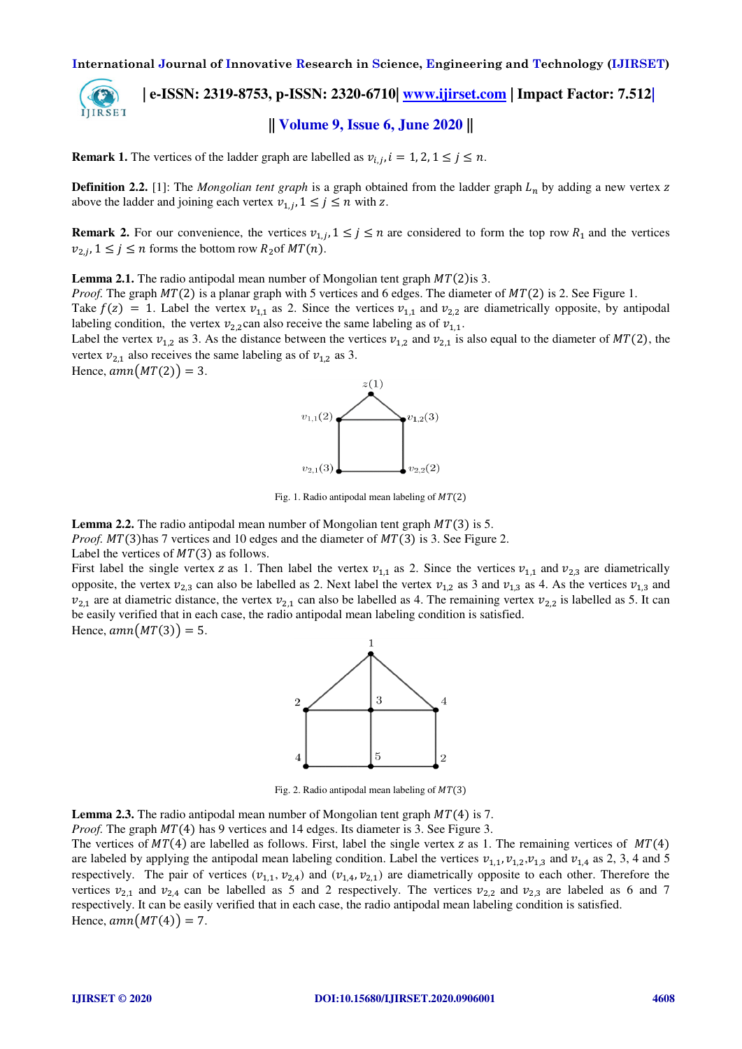**Remark 1.** The vertices of the ladder graph are labelled as $v_{i,j}, i = 1, 2, 1 \leq j \leq n$.

**Definition 2.2.** [1]: The *Mongolian tent graph* is a graph obtained from the ladder graph $L_n$ by adding a new vertex $z$ above the ladder and joining each vertex $v_{1,j}, 1 \leq j \leq n$ with $z$.

**Remark 2.** For our convenience, the vertices $v_{1,j}, 1 \leq j \leq n$ are considered to form the top row $R_1$ and the vertices $v_{2,j}, 1 \leq j \leq n$ forms the bottom row $R_2$ of $MT(n)$.

**Lemma 2.1.** The radio antipodal mean number of Mongolian tent graph $MT(2)$ is 3.

*Proof.* The graph $MT(2)$ is a planar graph with 5 vertices and 6 edges. The diameter of $MT(2)$ is 2. See Figure 1.
Take $f(z) = 1$. Label the vertex $v_{1,1}$ as 2. Since the vertices $v_{1,1}$ and $v_{2,2}$ are diametrically opposite, by antipodal labeling condition, the vertex $v_{2,2}$ can also receive the same labeling as of $v_{1,1}$.
Label the vertex $v_{1,2}$ as 3. As the distance between the vertices $v_{1,2}$ and $v_{2,1}$ is also equal to the diameter of $MT(2)$, the vertex $v_{2,1}$ also receives the same labeling as of $v_{1,2}$ as 3.
Hence, $amn(MT(2)) = 3$.

Fig. 1. Radio antipodal mean labeling of $MT(2)$

**Lemma 2.2.** The radio antipodal mean number of Mongolian tent graph $MT(3)$ is 5.

*Proof.* $MT(3)$ has 7 vertices and 10 edges and the diameter of $MT(3)$ is 3. See Figure 2.
Label the vertices of $MT(3)$ as follows.
First label the single vertex $z$ as 1. Then label the vertex $v_{1,1}$ as 2. Since the vertices $v_{1,1}$ and $v_{2,3}$ are diametrically opposite, the vertex $v_{2,3}$ can also be labelled as 2. Next label the vertex $v_{1,2}$ as 3 and $v_{1,3}$ as 4. As the vertices $v_{1,3}$ and $v_{2,1}$ are at diametric distance, the vertex $v_{2,1}$ can also be labelled as 4. The remaining vertex $v_{2,2}$ is labelled as 5. It can be easily verified that in each case, the radio antipodal mean labeling condition is satisfied.
Hence, $amn(MT(3)) = 5$.

Fig. 2. Radio antipodal mean labeling of $MT(3)$

**Lemma 2.3.** The radio antipodal mean number of Mongolian tent graph $MT(4)$ is 7.

*Proof.* The graph $MT(4)$ has 9 vertices and 14 edges. Its diameter is 3. See Figure 3.
The vertices of $MT(4)$ are labelled as follows. First, label the single vertex $z$ as 1. The remaining vertices of $MT(4)$ are labeled by applying the antipodal mean labeling condition. Label the vertices $v_{1,1}, v_{1,2}, v_{1,3}$ and $v_{1,4}$ as 2, 3, 4 and 5 respectively. The pair of vertices $(v_{1,1}, v_{2,4})$ and $(v_{1,4}, v_{2,1})$ are diametrically opposite to each other. Therefore the vertices $v_{2,1}$ and $v_{2,4}$ can be labelled as 5 and 2 respectively. The vertices $v_{2,2}$ and $v_{2,3}$ are labeled as 6 and 7 respectively. It can be easily verified that in each case, the radio antipodal mean labeling condition is satisfied.
Hence, $amn(MT(4)) = 7$.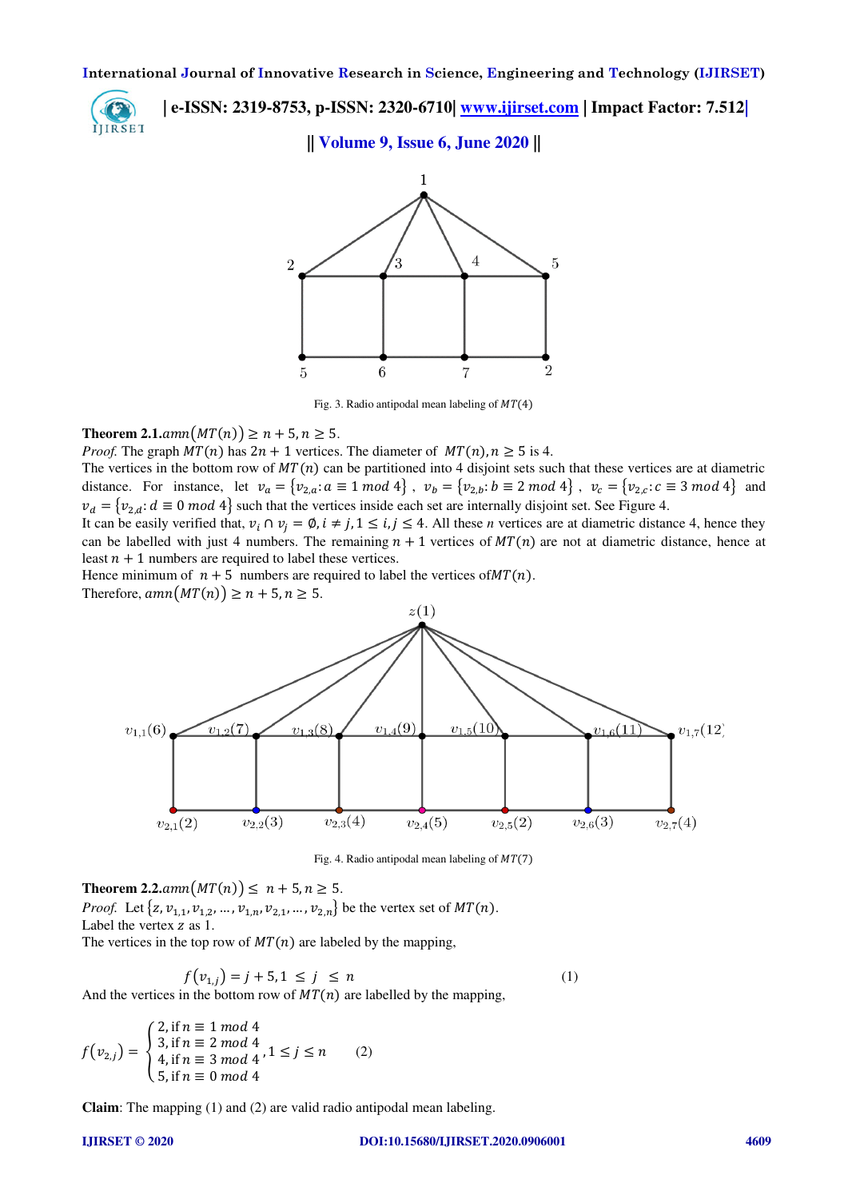Fig. 3. Radio antipodal mean labeling of $MT(4)$

**Theorem 2.1.** $amn(MT(n)) \geq n + 5, n \geq 5$.

*Proof.* The graph $MT(n)$ has $2n + 1$ vertices. The diameter of $MT(n), n \geq 5$ is 4.

The vertices in the bottom row of $MT(n)$ can be partitioned into 4 disjoint sets such that these vertices are at diametric distance. For instance, let $v_a = \{v_{2,a}: a \equiv 1 \bmod 4\}$, $v_b = \{v_{2,b}: b \equiv 2 \bmod 4\}$, $v_c = \{v_{2,c}: c \equiv 3 \bmod 4\}$ and $v_d = \{v_{2,d}: d \equiv 0 \bmod 4\}$ such that the vertices inside each set are internally disjoint set. See Figure 4.

It can be easily verified that, $v_i \cap v_j = \emptyset, i \neq j, 1 \leq i, j \leq 4$. All these $n$ vertices are at diametric distance 4, hence they can be labelled with just 4 numbers. The remaining $n + 1$ vertices of $MT(n)$ are not at diametric distance, hence at least $n + 1$ numbers are required to label these vertices.

Hence minimum of $n + 5$ numbers are required to label the vertices of $MT(n)$.

Therefore, $amn(MT(n)) \geq n + 5, n \geq 5$.

Fig. 4. Radio antipodal mean labeling of $MT(7)$

**Theorem 2.2.** $amn(MT(n)) \leq n + 5, n \geq 5$.

*Proof.* Let $\{z, v_{1,1}, v_{1,2}, \ldots, v_{1,n}, v_{2,1}, \ldots, v_{2,n}\}$ be the vertex set of $MT(n)$.

Label the vertex $z$ as 1.

The vertices in the top row of $MT(n)$ are labeled by the mapping,

$$f(v_{1,j}) = j + 5, 1 \leq j \leq n \tag{1}$$

And the vertices in the bottom row of $MT(n)$ are labelled by the mapping,

$$f(v_{2,j}) = \begin{cases} 2, \text{if } n \equiv 1 \bmod 4 \\ 3, \text{if } n \equiv 2 \bmod 4 \\ 4, \text{if } n \equiv 3 \bmod 4 \\ 5, \text{if } n \equiv 0 \bmod 4 \end{cases}, 1 \leq j \leq n \tag{2}$$

**Claim**: The mapping (1) and (2) are valid radio antipodal mean labeling.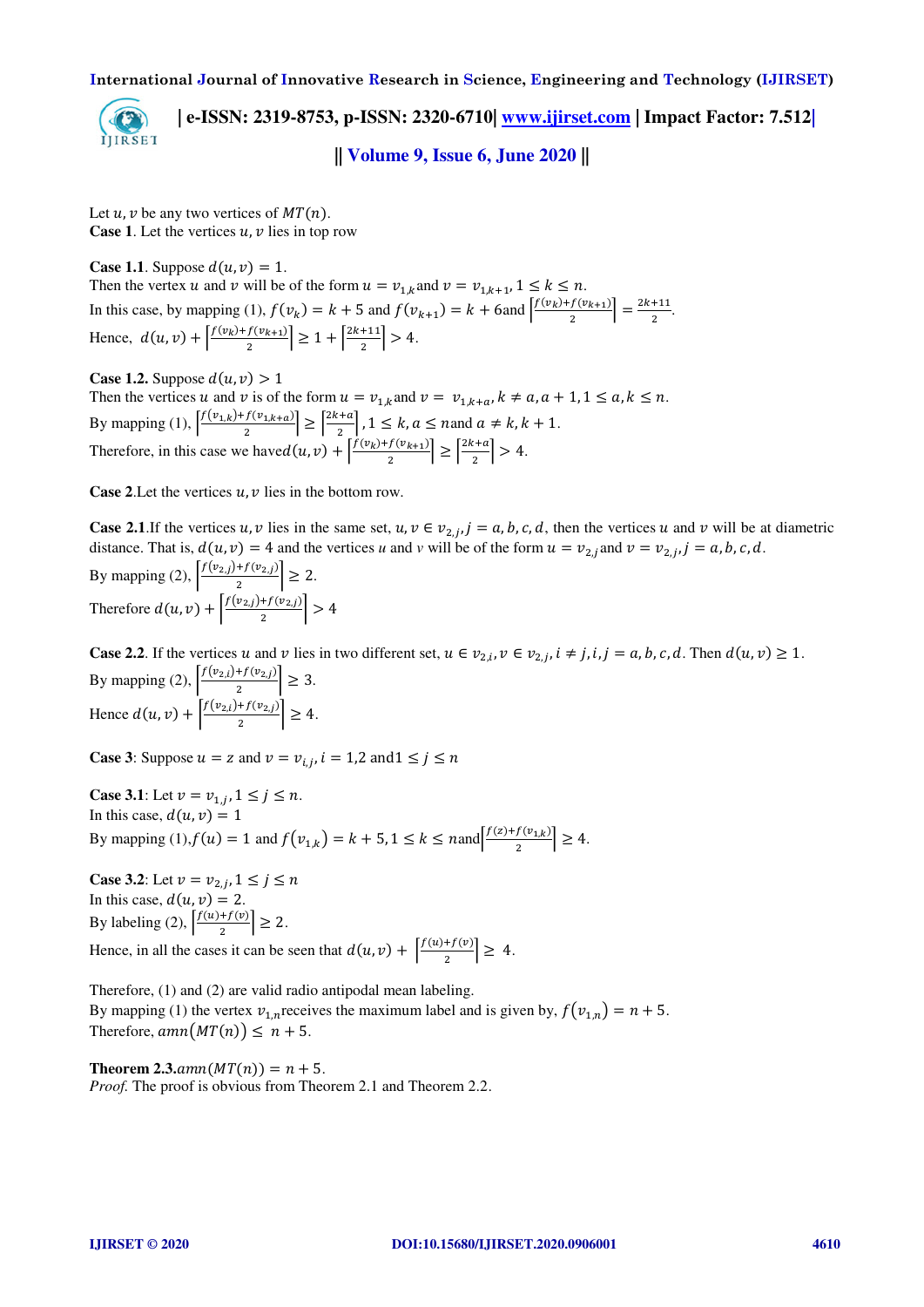Let $u, v$ be any two vertices of $MT(n)$.

**Case 1**. Let the vertices $u, v$ lies in top row

**Case 1.1**. Suppose $d(u, v) = 1$.
Then the vertex $u$ and $v$ will be of the form $u = v_{1,k}$ and $v = v_{1,k+1}$, $1 \leq k \leq n$.
In this case, by mapping (1), $f(v_k) = k + 5$ and $f(v_{k+1}) = k + 6$ and $\left\lceil \frac{f(v_k)+f(v_{k+1})}{2} \right\rceil = \frac{2k+11}{2}$.
Hence, $d(u, v) + \left\lceil \frac{f(v_k)+f(v_{k+1})}{2} \right\rceil \geq 1 + \left\lceil \frac{2k+11}{2} \right\rceil > 4$.

**Case 1.2.** Suppose $d(u, v) > 1$
Then the vertices $u$ and $v$ is of the form $u = v_{1,k}$ and $v = v_{1,k+a}$, $k \neq a, a+1, 1 \leq a, k \leq n$.
By mapping (1), $\left\lceil \frac{f(v_{1,k})+f(v_{1,k+a})}{2} \right\rceil \geq \left\lceil \frac{2k+a}{2} \right\rceil$, $1 \leq k, a \leq n$ and $a \neq k, k+1$.
Therefore, in this case we have $d(u, v) + \left\lceil \frac{f(v_k)+f(v_{k+1})}{2} \right\rceil \geq \left\lceil \frac{2k+a}{2} \right\rceil > 4$.

**Case 2**.Let the vertices $u, v$ lies in the bottom row.

**Case 2.1**.If the vertices $u, v$ lies in the same set, $u, v \in v_{2,j}, j = a, b, c, d$, then the vertices $u$ and $v$ will be at diametric distance. That is, $d(u, v) = 4$ and the vertices $u$ and $v$ will be of the form $u = v_{2,j}$ and $v = v_{2,j}, j = a, b, c, d$.
By mapping (2), $\left\lceil \frac{f(v_{2,j})+f(v_{2,j})}{2} \right\rceil \geq 2$.
Therefore $d(u, v) + \left\lceil \frac{f(v_{2,j})+f(v_{2,j})}{2} \right\rceil > 4$

**Case 2.2**. If the vertices $u$ and $v$ lies in two different set, $u \in v_{2,i}, v \in v_{2,j}, i \neq j, i, j = a, b, c, d$. Then $d(u, v) \geq 1$.
By mapping (2), $\left\lceil \frac{f(v_{2,i})+f(v_{2,j})}{2} \right\rceil \geq 3$.
Hence $d(u, v) + \left\lceil \frac{f(v_{2,i})+f(v_{2,j})}{2} \right\rceil \geq 4$.

**Case 3**: Suppose $u = z$ and $v = v_{i,j}, i = 1,2$ and $1 \leq j \leq n$

**Case 3.1**: Let $v = v_{1,j}, 1 \leq j \leq n$.
In this case, $d(u, v) = 1$
By mapping (1), $f(u) = 1$ and $f(v_{1,k}) = k + 5, 1 \leq k \leq n$ and $\left\lceil \frac{f(z)+f(v_{1,k})}{2} \right\rceil \geq 4$.

**Case 3.2**: Let $v = v_{2,j}, 1 \leq j \leq n$
In this case, $d(u, v) = 2$.
By labeling (2), $\left\lceil \frac{f(u)+f(v)}{2} \right\rceil \geq 2$.
Hence, in all the cases it can be seen that $d(u, v) + \left\lceil \frac{f(u)+f(v)}{2} \right\rceil \geq 4$.

Therefore, (1) and (2) are valid radio antipodal mean labeling.
By mapping (1) the vertex $v_{1,n}$ receives the maximum label and is given by, $f(v_{1,n}) = n + 5$.
Therefore, $amn(MT(n)) \leq n + 5$.

**Theorem 2.3.** $amn(MT(n)) = n + 5$.
*Proof.* The proof is obvious from Theorem 2.1 and Theorem 2.2.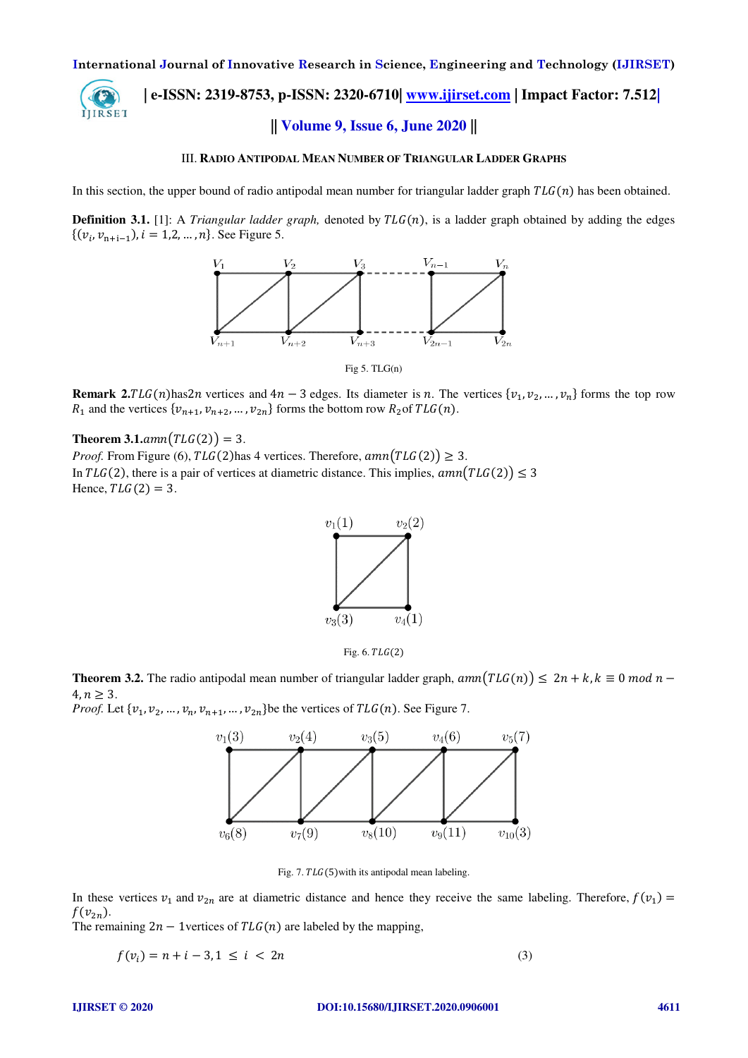## III. Radio Antipodal Mean Number of Triangular Ladder Graphs

In this section, the upper bound of radio antipodal mean number for triangular ladder graph $TLG(n)$ has been obtained.

**Definition 3.1.** [1]: A *Triangular ladder graph,* denoted by $TLG(n)$, is a ladder graph obtained by adding the edges $\{(v_i, v_{n+i-1}), i = 1,2, \dots, n\}$. See Figure 5.

Fig 5. TLG(n)

**Remark 2.** $TLG(n)$ has $2n$ vertices and $4n - 3$ edges. Its diameter is $n$. The vertices $\{v_1, v_2, \dots, v_n\}$ forms the top row $R_1$ and the vertices $\{v_{n+1}, v_{n+2}, \dots, v_{2n}\}$ forms the bottom row $R_2$ of $TLG(n)$.

**Theorem 3.1.** $amn(TLG(2)) = 3$.

*Proof.* From Figure (6), $TLG(2)$ has 4 vertices. Therefore, $amn(TLG(2)) \geq 3$.
In $TLG(2)$, there is a pair of vertices at diametric distance. This implies, $amn(TLG(2)) \leq 3$
Hence, $TLG(2) = 3$.

Fig. 6. $TLG(2)$

**Theorem 3.2.** The radio antipodal mean number of triangular ladder graph, $amn(TLG(n)) \leq 2n + k, k \equiv 0 \ mod \ n - 4, n \geq 3$.

*Proof.* Let $\{v_1, v_2, \dots, v_n, v_{n+1}, \dots, v_{2n}\}$ be the vertices of $TLG(n)$. See Figure 7.

Fig. 7. $TLG(5)$ with its antipodal mean labeling.

In these vertices $v_1$ and $v_{2n}$ are at diametric distance and hence they receive the same labeling. Therefore, $f(v_1) = f(v_{2n})$.
The remaining $2n - 1$ vertices of $TLG(n)$ are labeled by the mapping,

$$f(v_i) = n + i - 3, 1 \leq i < 2n \qquad (3)$$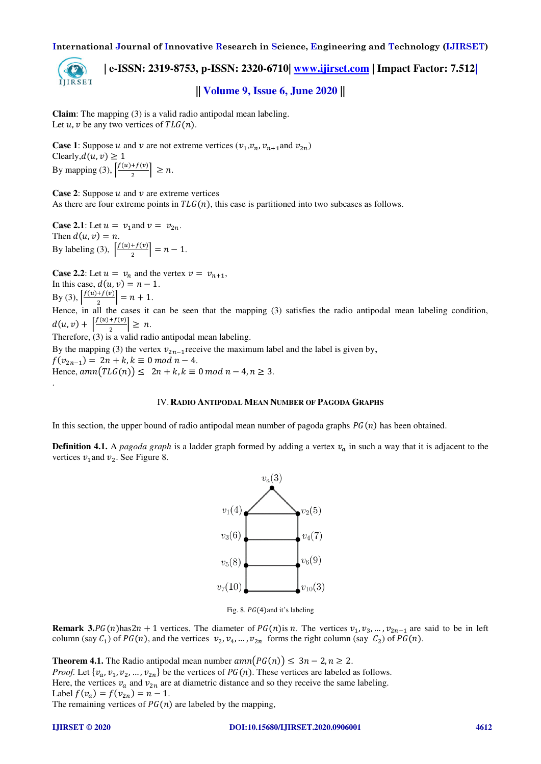**Claim**: The mapping (3) is a valid radio antipodal mean labeling.
Let $u, v$ be any two vertices of $TLG(n)$.

**Case 1**: Suppose $u$ and $v$ are not extreme vertices ($v_1, v_n, v_{n+1}$ and $v_{2n}$)
Clearly, $d(u, v) \geq 1$
By mapping (3), $\left\lceil \frac{f(u)+f(v)}{2} \right\rceil \geq n$.

**Case 2**: Suppose $u$ and $v$ are extreme vertices
As there are four extreme points in $TLG(n)$, this case is partitioned into two subcases as follows.

**Case 2.1**: Let $u = v_1$ and $v = v_{2n}$.
Then $d(u, v) = n$.
By labeling (3), $\left\lceil \frac{f(u)+f(v)}{2} \right\rceil = n - 1$.

**Case 2.2**: Let $u = v_n$ and the vertex $v = v_{n+1}$,
In this case, $d(u, v) = n - 1$.
By (3), $\left\lceil \frac{f(u)+f(v)}{2} \right\rceil = n + 1$.
Hence, in all the cases it can be seen that the mapping (3) satisfies the radio antipodal mean labeling condition, $d(u, v) + \left\lceil \frac{f(u)+f(v)}{2} \right\rceil \geq n$.
Therefore, (3) is a valid radio antipodal mean labeling.
By the mapping (3) the vertex $v_{2n-1}$ receive the maximum label and the label is given by,
$f(v_{2n-1}) = 2n + k, k \equiv 0 \bmod n - 4$.
Hence, $amn(TLG(n)) \leq 2n + k, k \equiv 0 \bmod n - 4, n \geq 3$.

## IV. Radio Antipodal Mean Number of Pagoda Graphs

In this section, the upper bound of radio antipodal mean number of pagoda graphs $PG(n)$ has been obtained.

**Definition 4.1.** A *pagoda graph* is a ladder graph formed by adding a vertex $v_a$ in such a way that it is adjacent to the vertices $v_1$ and $v_2$. See Figure 8.

Fig. 8. $PG(4)$ and it's labeling

**Remark 3.** $PG(n)$ has $2n + 1$ vertices. The diameter of $PG(n)$ is $n$. The vertices $v_1, v_3, \ldots, v_{2n-1}$ are said to be in left column (say $C_1$) of $PG(n)$, and the vertices $v_2, v_4, \ldots, v_{2n}$ forms the right column (say $C_2$) of $PG(n)$.

**Theorem 4.1.** The Radio antipodal mean number $amn(PG(n)) \leq 3n - 2, n \geq 2$.
*Proof.* Let $\{v_a, v_1, v_2, \ldots, v_{2n}\}$ be the vertices of $PG(n)$. These vertices are labeled as follows.
Here, the vertices $v_a$ and $v_{2n}$ are at diametric distance and so they receive the same labeling.
Label $f(v_a) = f(v_{2n}) = n - 1$.
The remaining vertices of $PG(n)$ are labeled by the mapping,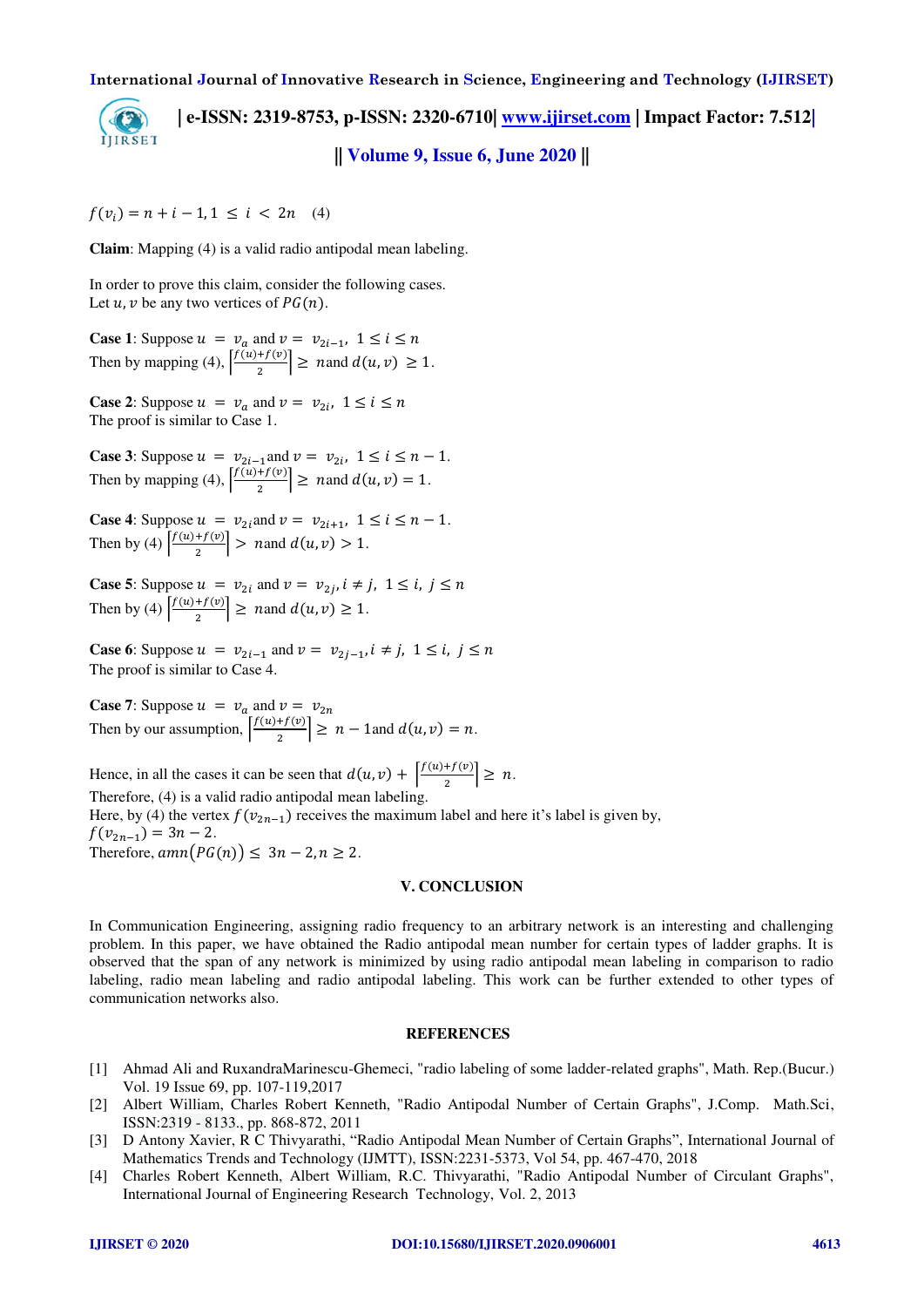$f(v_i) = n + i - 1, 1 \leq i < 2n$  (4)

**Claim**: Mapping (4) is a valid radio antipodal mean labeling.

In order to prove this claim, consider the following cases.
Let $u, v$ be any two vertices of $PG(n)$.

**Case 1**: Suppose $u = v_a$ and $v = v_{2i-1}$, $1 \leq i \leq n$
Then by mapping (4), $\left\lceil \frac{f(u)+f(v)}{2} \right\rceil \geq n$and $d(u,v) \geq 1$.

**Case 2**: Suppose $u = v_a$ and $v = v_{2i}$, $1 \leq i \leq n$
The proof is similar to Case 1.

**Case 3**: Suppose $u = v_{2i-1}$and $v = v_{2i}$, $1 \leq i \leq n-1$.
Then by mapping (4), $\left\lceil \frac{f(u)+f(v)}{2} \right\rceil \geq n$and $d(u,v) = 1$.

**Case 4**: Suppose $u = v_{2i}$and $v = v_{2i+1}$, $1 \leq i \leq n-1$.
Then by (4) $\left\lceil \frac{f(u)+f(v)}{2} \right\rceil > n$and $d(u,v) > 1$.

**Case 5**: Suppose $u = v_{2i}$ and $v = v_{2j}, i \neq j$, $1 \leq i, j \leq n$
Then by (4) $\left\lceil \frac{f(u)+f(v)}{2} \right\rceil \geq n$and $d(u,v) \geq 1$.

**Case 6**: Suppose $u = v_{2i-1}$ and $v = v_{2j-1}, i \neq j$, $1 \leq i, j \leq n$
The proof is similar to Case 4.

**Case 7**: Suppose $u = v_a$ and $v = v_{2n}$
Then by our assumption, $\left\lceil \frac{f(u)+f(v)}{2} \right\rceil \geq n - 1$and $d(u,v) = n$.

Hence, in all the cases it can be seen that $d(u,v) + \left\lceil \frac{f(u)+f(v)}{2} \right\rceil \geq n$.
Therefore, (4) is a valid radio antipodal mean labeling.
Here, by (4) the vertex $f(v_{2n-1})$ receives the maximum label and here it's label is given by,
$f(v_{2n-1}) = 3n - 2$.
Therefore, $amn(PG(n)) \leq 3n - 2, n \geq 2$.

## V. CONCLUSION

In Communication Engineering, assigning radio frequency to an arbitrary network is an interesting and challenging problem. In this paper, we have obtained the Radio antipodal mean number for certain types of ladder graphs. It is observed that the span of any network is minimized by using radio antipodal mean labeling in comparison to radio labeling, radio mean labeling and radio antipodal labeling. This work can be further extended to other types of communication networks also.

## REFERENCES

[1] Ahmad Ali and RuxandraMarinescu-Ghemeci, "radio labeling of some ladder-related graphs", Math. Rep.(Bucur.) Vol. 19 Issue 69, pp. 107-119,2017

[2] Albert William, Charles Robert Kenneth, "Radio Antipodal Number of Certain Graphs", J.Comp. Math.Sci, ISSN:2319 - 8133., pp. 868-872, 2011

[3] D Antony Xavier, R C Thivyarathi, "Radio Antipodal Mean Number of Certain Graphs", International Journal of Mathematics Trends and Technology (IJMTT), ISSN:2231-5373, Vol 54, pp. 467-470, 2018

[4] Charles Robert Kenneth, Albert William, R.C. Thivyarathi, "Radio Antipodal Number of Circulant Graphs", International Journal of Engineering Research Technology, Vol. 2, 2013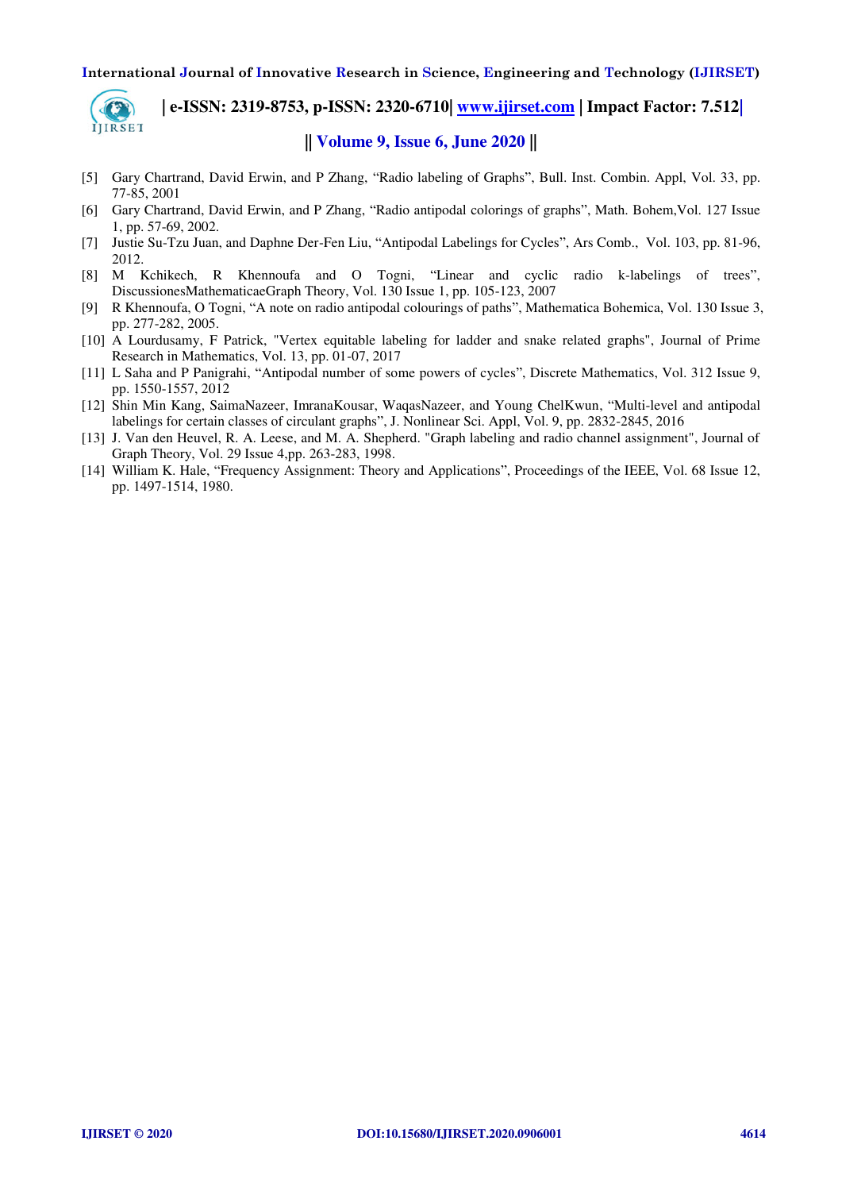[5] Gary Chartrand, David Erwin, and P Zhang, "Radio labeling of Graphs", Bull. Inst. Combin. Appl, Vol. 33, pp. 77-85, 2001

[6] Gary Chartrand, David Erwin, and P Zhang, "Radio antipodal colorings of graphs", Math. Bohem,Vol. 127 Issue 1, pp. 57-69, 2002.

[7] Justie Su-Tzu Juan, and Daphne Der-Fen Liu, "Antipodal Labelings for Cycles", Ars Comb., Vol. 103, pp. 81-96, 2012.

[8] M Kchikech, R Khennoufa and O Togni, "Linear and cyclic radio k-labelings of trees", DiscussionesMathematicaeGraph Theory, Vol. 130 Issue 1, pp. 105-123, 2007

[9] R Khennoufa, O Togni, "A note on radio antipodal colourings of paths", Mathematica Bohemica, Vol. 130 Issue 3, pp. 277-282, 2005.

[10] A Lourdusamy, F Patrick, "Vertex equitable labeling for ladder and snake related graphs", Journal of Prime Research in Mathematics, Vol. 13, pp. 01-07, 2017

[11] L Saha and P Panigrahi, "Antipodal number of some powers of cycles", Discrete Mathematics, Vol. 312 Issue 9, pp. 1550-1557, 2012

[12] Shin Min Kang, SaimaNazeer, ImranaKousar, WaqasNazeer, and Young ChelKwun, "Multi-level and antipodal labelings for certain classes of circulant graphs", J. Nonlinear Sci. Appl, Vol. 9, pp. 2832-2845, 2016

[13] J. Van den Heuvel, R. A. Leese, and M. A. Shepherd. "Graph labeling and radio channel assignment", Journal of Graph Theory, Vol. 29 Issue 4,pp. 263-283, 1998.

[14] William K. Hale, "Frequency Assignment: Theory and Applications", Proceedings of the IEEE, Vol. 68 Issue 12, pp. 1497-1514, 1980.